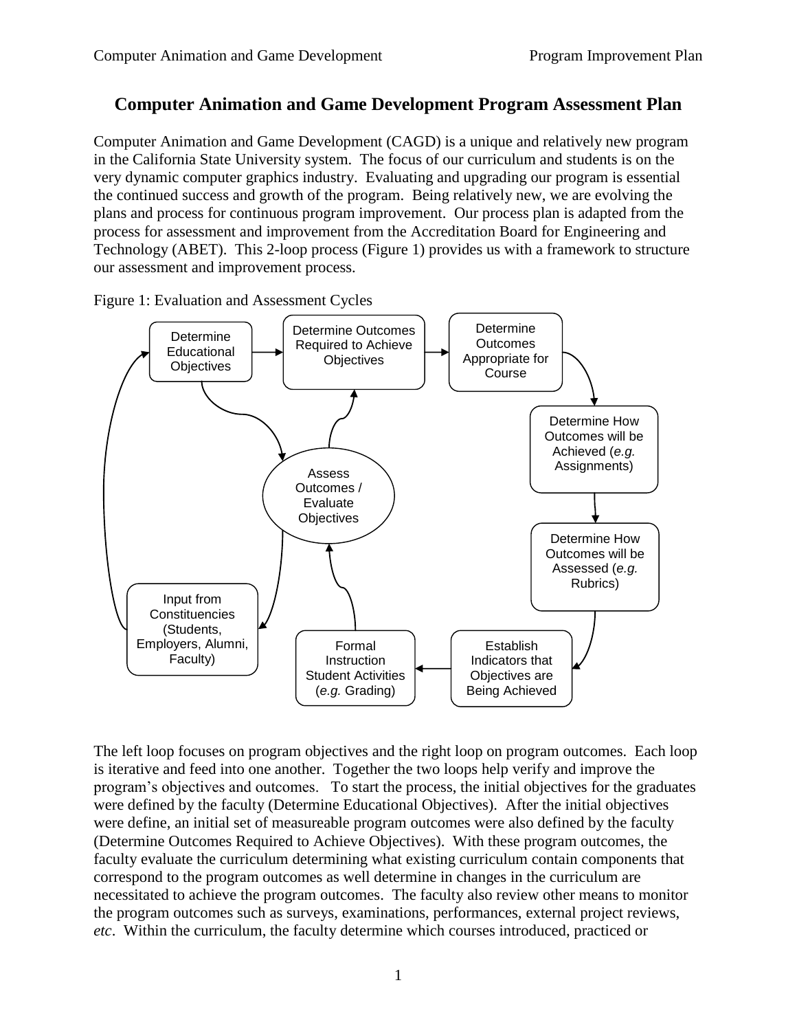# Computer Animation and Game Development Program Assessment Plan

Computer Animation and Game Development (CAGD) is a unique and relatively new program in the California State University system. The focus of our curriculum and students is on the very dynamic computer graphics industry. Evaluating and upgrading our program is essential the continued success and growth of the program. Being relatively new, we are evolving the plans and process for continuous program improvement. Our process plan is adapted from the process for assessment and improvement from the Accreditation Board for Engineering and Technology (ABET). This 2-loop process (Figure 1) provides us with a framework to structure our assessment and improvement process.

Figure 1: Evaluation and Assessment Cycles

The left loop focuses on program objectives and the right loop on program outcomes. Each loop is iterative and feed into one another. Together the two loops help verify and improve the program's objectives and outcomes. To start the process, the initial objectives for the graduates were defined by the faculty (Determine Educational Objectives). After the initial objectives were define, an initial set of measureable program outcomes were also defined by the faculty (Determine Outcomes Required to Achieve Objectives). With these program outcomes, the faculty evaluate the curriculum determining what existing curriculum contain components that correspond to the program outcomes as well determine in changes in the curriculum are necessitated to achieve the program outcomes. The faculty also review other means to monitor the program outcomes such as surveys, examinations, performances, external project reviews, *etc*. Within the curriculum, the faculty determine which courses introduced, practiced or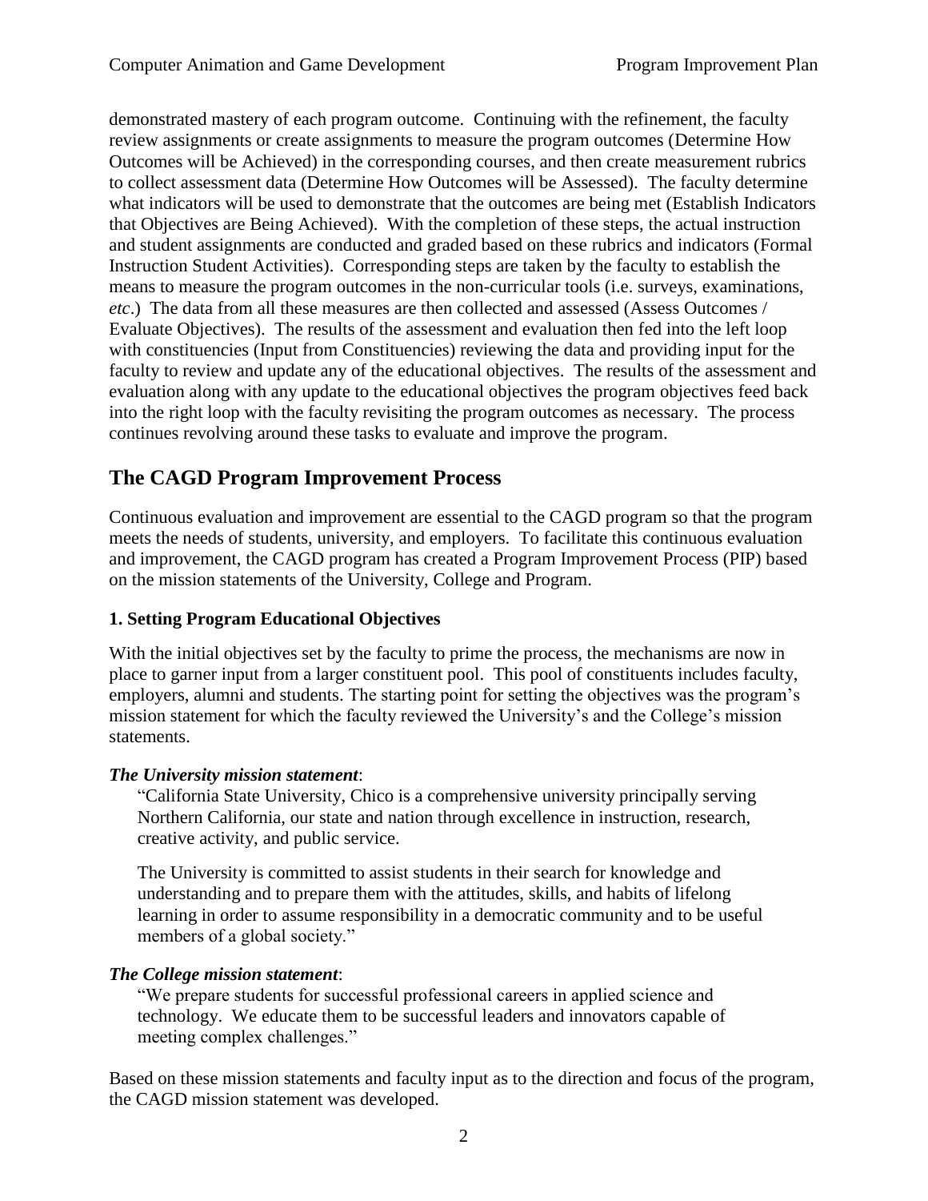demonstrated mastery of each program outcome. Continuing with the refinement, the faculty review assignments or create assignments to measure the program outcomes (Determine How Outcomes will be Achieved) in the corresponding courses, and then create measurement rubrics to collect assessment data (Determine How Outcomes will be Assessed). The faculty determine what indicators will be used to demonstrate that the outcomes are being met (Establish Indicators that Objectives are Being Achieved). With the completion of these steps, the actual instruction and student assignments are conducted and graded based on these rubrics and indicators (Formal Instruction Student Activities). Corresponding steps are taken by the faculty to establish the means to measure the program outcomes in the non-curricular tools (i.e. surveys, examinations, *etc*.) The data from all these measures are then collected and assessed (Assess Outcomes / Evaluate Objectives). The results of the assessment and evaluation then fed into the left loop with constituencies (Input from Constituencies) reviewing the data and providing input for the faculty to review and update any of the educational objectives. The results of the assessment and evaluation along with any update to the educational objectives the program objectives feed back into the right loop with the faculty revisiting the program outcomes as necessary. The process continues revolving around these tasks to evaluate and improve the program.

## The CAGD Program Improvement Process

Continuous evaluation and improvement are essential to the CAGD program so that the program meets the needs of students, university, and employers. To facilitate this continuous evaluation and improvement, the CAGD program has created a Program Improvement Process (PIP) based on the mission statements of the University, College and Program.

### 1. Setting Program Educational Objectives

With the initial objectives set by the faculty to prime the process, the mechanisms are now in place to garner input from a larger constituent pool. This pool of constituents includes faculty, employers, alumni and students. The starting point for setting the objectives was the program's mission statement for which the faculty reviewed the University's and the College's mission statements.

***The University mission statement***:

> "California State University, Chico is a comprehensive university principally serving Northern California, our state and nation through excellence in instruction, research, creative activity, and public service.
>
> The University is committed to assist students in their search for knowledge and understanding and to prepare them with the attitudes, skills, and habits of lifelong learning in order to assume responsibility in a democratic community and to be useful members of a global society."

***The College mission statement***:

> "We prepare students for successful professional careers in applied science and technology. We educate them to be successful leaders and innovators capable of meeting complex challenges."

Based on these mission statements and faculty input as to the direction and focus of the program, the CAGD mission statement was developed.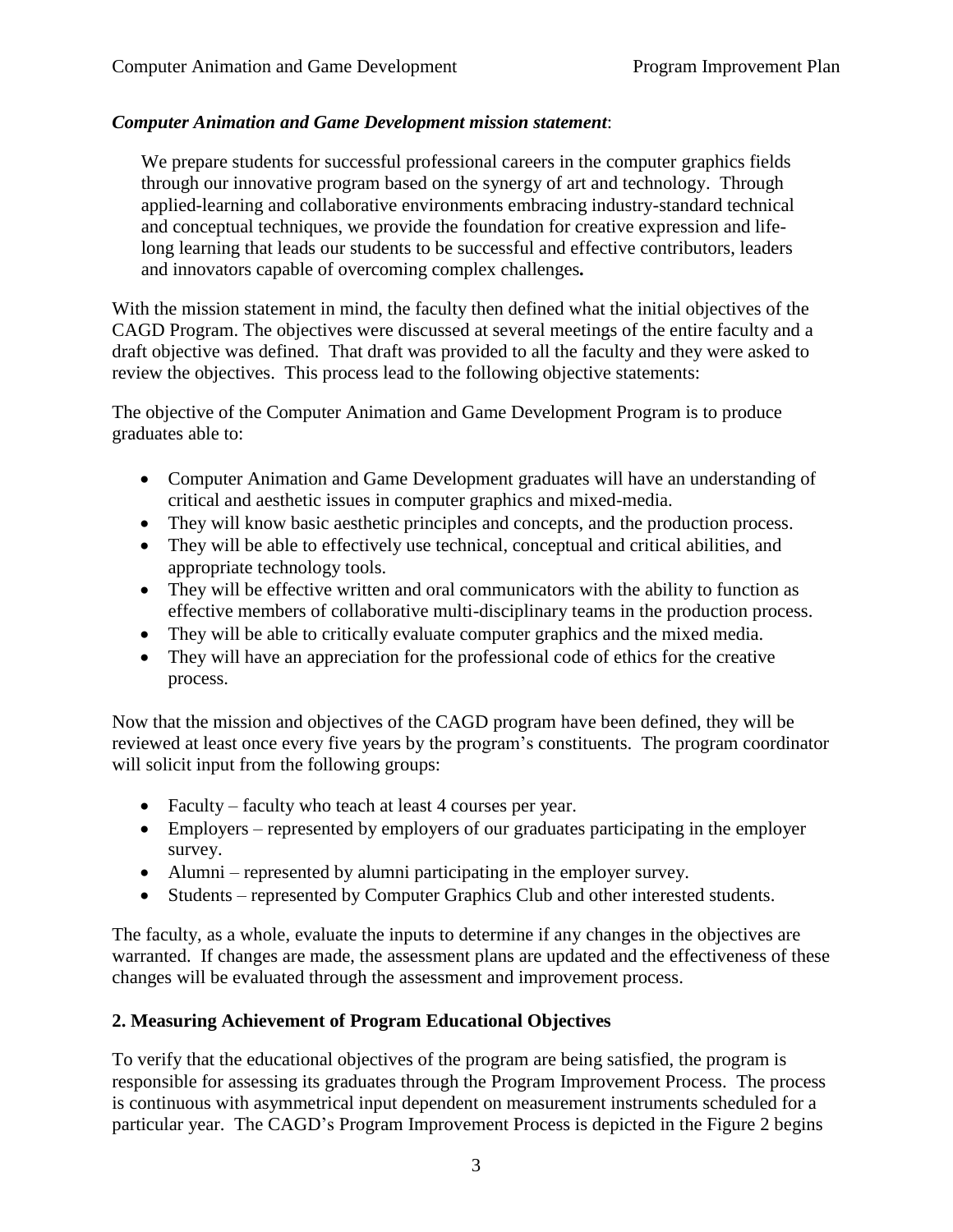***Computer Animation and Game Development mission statement***:

> We prepare students for successful professional careers in the computer graphics fields through our innovative program based on the synergy of art and technology. Through applied-learning and collaborative environments embracing industry-standard technical and conceptual techniques, we provide the foundation for creative expression and life-long learning that leads our students to be successful and effective contributors, leaders and innovators capable of overcoming complex challenges**.**

With the mission statement in mind, the faculty then defined what the initial objectives of the CAGD Program. The objectives were discussed at several meetings of the entire faculty and a draft objective was defined. That draft was provided to all the faculty and they were asked to review the objectives. This process lead to the following objective statements:

The objective of the Computer Animation and Game Development Program is to produce graduates able to:

- Computer Animation and Game Development graduates will have an understanding of critical and aesthetic issues in computer graphics and mixed-media.
- They will know basic aesthetic principles and concepts, and the production process.
- They will be able to effectively use technical, conceptual and critical abilities, and appropriate technology tools.
- They will be effective written and oral communicators with the ability to function as effective members of collaborative multi-disciplinary teams in the production process.
- They will be able to critically evaluate computer graphics and the mixed media.
- They will have an appreciation for the professional code of ethics for the creative process.

Now that the mission and objectives of the CAGD program have been defined, they will be reviewed at least once every five years by the program's constituents. The program coordinator will solicit input from the following groups:

- Faculty – faculty who teach at least 4 courses per year.
- Employers – represented by employers of our graduates participating in the employer survey.
- Alumni – represented by alumni participating in the employer survey.
- Students – represented by Computer Graphics Club and other interested students.

The faculty, as a whole, evaluate the inputs to determine if any changes in the objectives are warranted. If changes are made, the assessment plans are updated and the effectiveness of these changes will be evaluated through the assessment and improvement process.

## 2. Measuring Achievement of Program Educational Objectives

To verify that the educational objectives of the program are being satisfied, the program is responsible for assessing its graduates through the Program Improvement Process. The process is continuous with asymmetrical input dependent on measurement instruments scheduled for a particular year. The CAGD's Program Improvement Process is depicted in the Figure 2 begins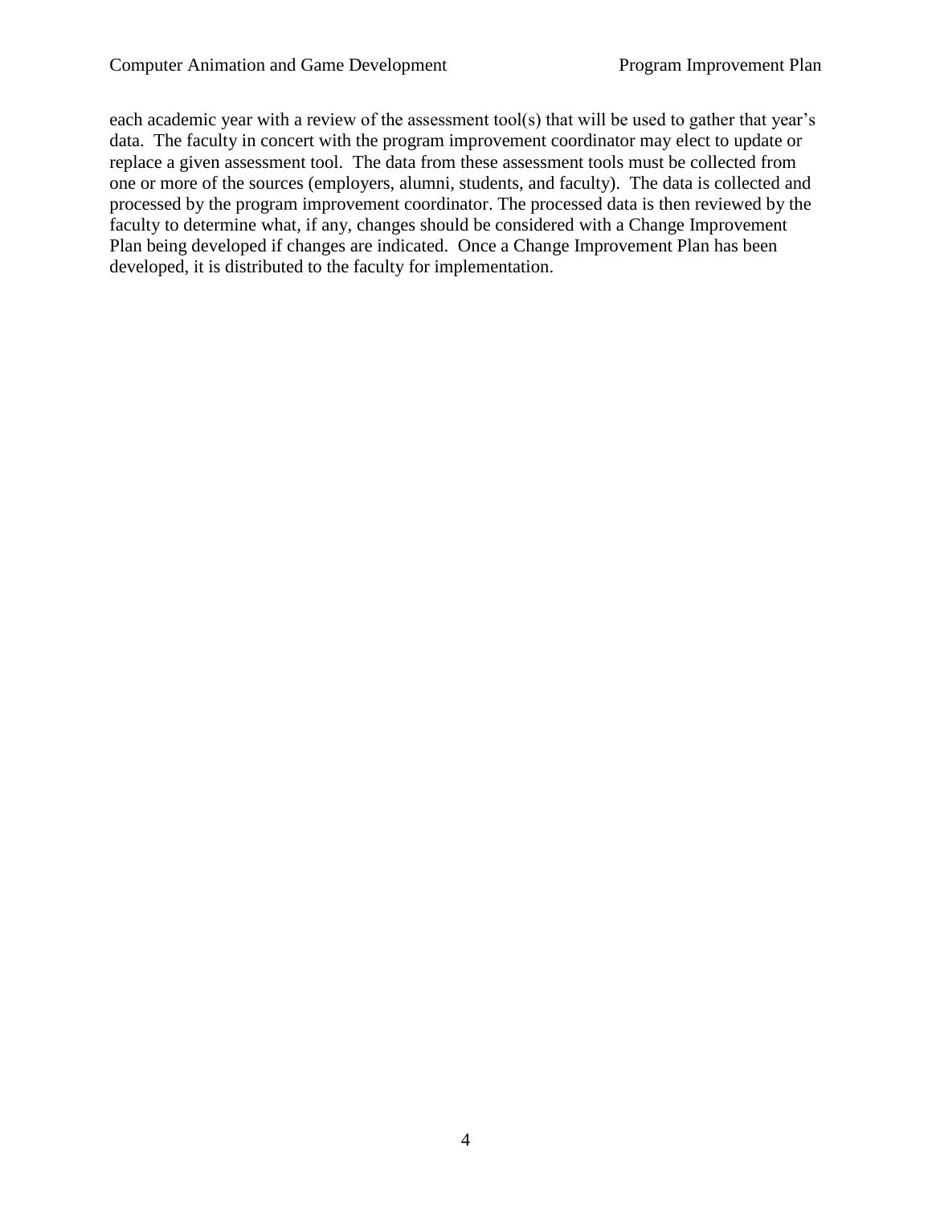each academic year with a review of the assessment tool(s) that will be used to gather that year's data. The faculty in concert with the program improvement coordinator may elect to update or replace a given assessment tool. The data from these assessment tools must be collected from one or more of the sources (employers, alumni, students, and faculty). The data is collected and processed by the program improvement coordinator. The processed data is then reviewed by the faculty to determine what, if any, changes should be considered with a Change Improvement Plan being developed if changes are indicated. Once a Change Improvement Plan has been developed, it is distributed to the faculty for implementation.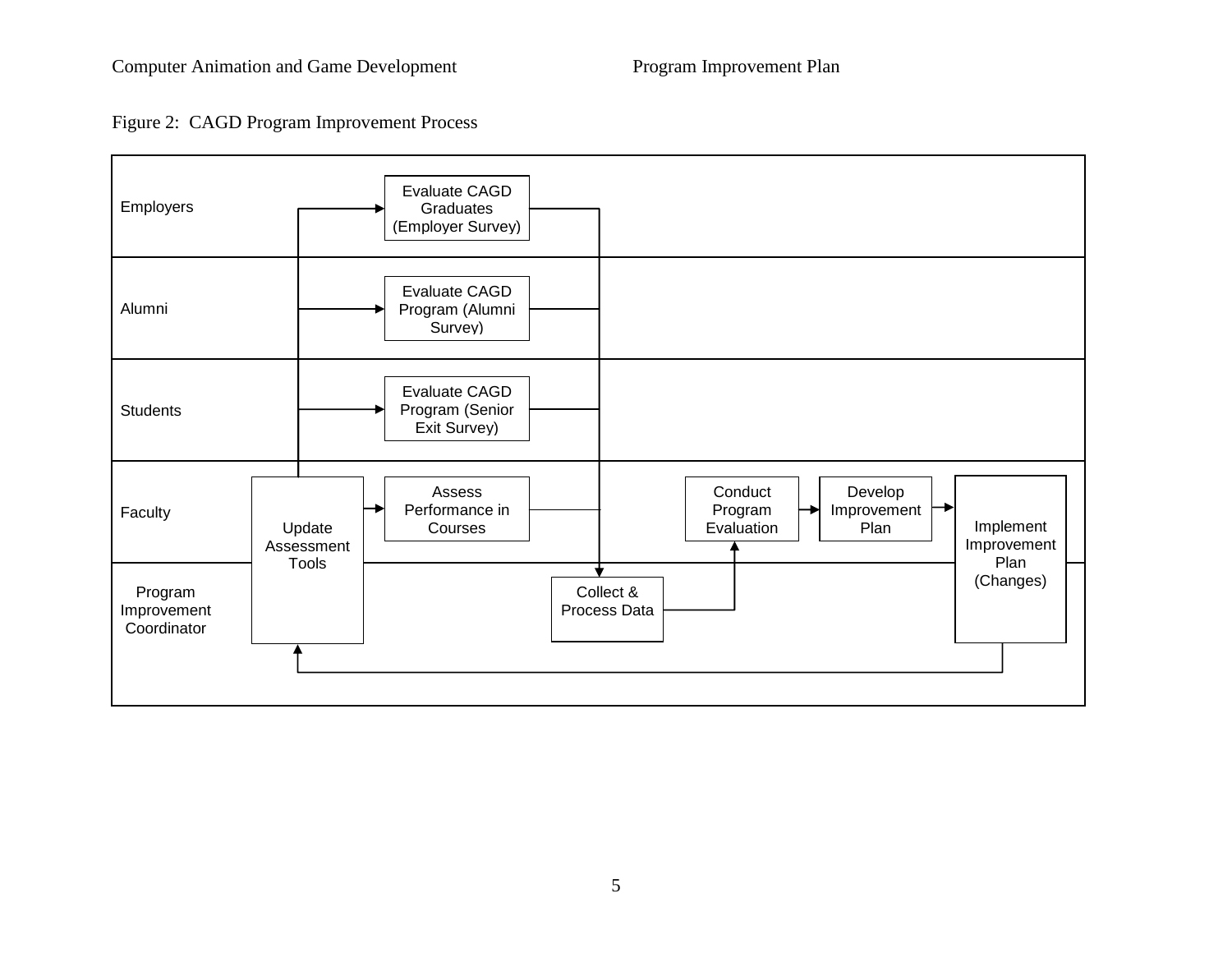Figure 2: CAGD Program Improvement Process

| | | | | | |
|---|---|---|---|---|---|
| Employers | Evaluate CAGD Graduates (Employer Survey) | | | | |
| Alumni | Evaluate CAGD Program (Alumni Survey) | | | | |
| Students | Evaluate CAGD Program (Senior Exit Survey) | | | | |
| Faculty | Update Assessment Tools | Assess Performance in Courses | Conduct Program Evaluation | Develop Improvement Plan | Implement Improvement Plan (Changes) |
| Program Improvement Coordinator | | Collect & Process Data | | | |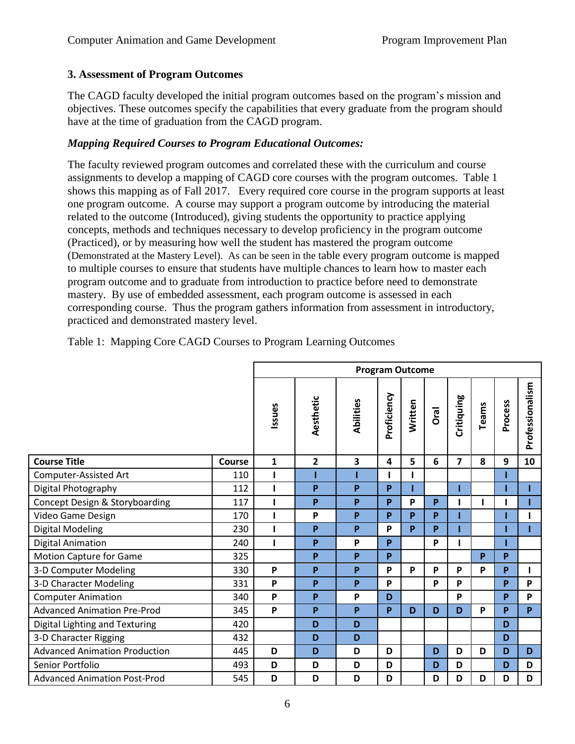### 3. Assessment of Program Outcomes

The CAGD faculty developed the initial program outcomes based on the program's mission and objectives. These outcomes specify the capabilities that every graduate from the program should have at the time of graduation from the CAGD program.

#### *Mapping Required Courses to Program Educational Outcomes:*

The faculty reviewed program outcomes and correlated these with the curriculum and course assignments to develop a mapping of CAGD core courses with the program outcomes. Table 1 shows this mapping as of Fall 2017. Every required core course in the program supports at least one program outcome. A course may support a program outcome by introducing the material related to the outcome (Introduced), giving students the opportunity to practice applying concepts, methods and techniques necessary to develop proficiency in the program outcome (Practiced), or by measuring how well the student has mastered the program outcome (Demonstrated at the Mastery Level). As can be seen in the table every program outcome is mapped to multiple courses to ensure that students have multiple chances to learn how to master each program outcome and to graduate from introduction to practice before need to demonstrate mastery. By use of embedded assessment, each program outcome is assessed in each corresponding course. Thus the program gathers information from assessment in introductory, practiced and demonstrated mastery level.

Table 1: Mapping Core CAGD Courses to Program Learning Outcomes

| | | Program Outcome | | | | | | | | | |
|---|---|---|---|---|---|---|---|---|---|---|---|
| | | Issues | Aesthetic | Abilities | Proficiency | Written | Oral | Critiquing | Teams | Process | Professionalism |
| **Course Title** | **Course** | **1** | **2** | **3** | **4** | **5** | **6** | **7** | **8** | **9** | **10** |
| Computer-Assisted Art | 110 | I | I | I | I | I | | | | I | |
| Digital Photography | 112 | I | P | P | P | I | | I | | I | I |
| Concept Design & Storyboarding | 117 | I | P | P | P | P | P | I | I | I | I |
| Video Game Design | 170 | I | P | P | P | P | P | I | | I | I |
| Digital Modeling | 230 | I | P | P | P | P | P | I | | I | I |
| Digital Animation | 240 | I | P | P | P | | P | I | | I | |
| Motion Capture for Game | 325 | | P | P | P | | | | P | P | |
| 3-D Computer Modeling | 330 | P | P | P | P | P | P | P | P | P | I |
| 3-D Character Modeling | 331 | P | P | P | P | | P | P | | P | P |
| Computer Animation | 340 | P | P | P | D | | | P | | P | P |
| Advanced Animation Pre-Prod | 345 | P | P | P | P | D | D | D | P | P | P |
| Digital Lighting and Texturing | 420 | | D | D | | | | | | D | |
| 3-D Character Rigging | 432 | | D | D | | | | | | D | |
| Advanced Animation Production | 445 | D | D | D | D | | D | D | D | D | D |
| Senior Portfolio | 493 | D | D | D | D | | D | D | | D | D |
| Advanced Animation Post-Prod | 545 | D | D | D | D | | D | D | D | D | D |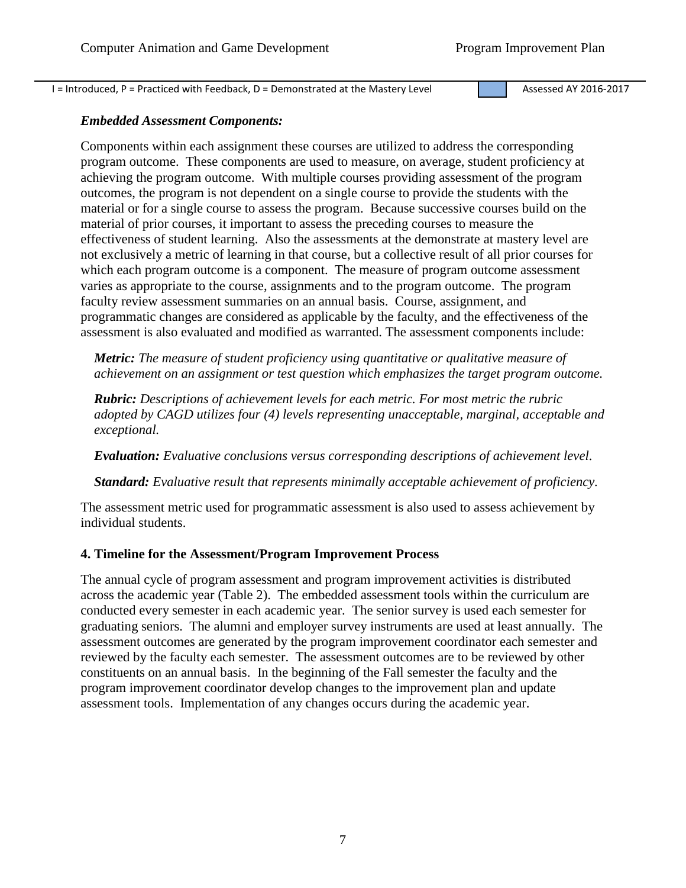I = Introduced, P = Practiced with Feedback, D = Demonstrated at the Mastery Level | Assessed AY 2016-2017

***Embedded Assessment Components:***

Components within each assignment these courses are utilized to address the corresponding program outcome. These components are used to measure, on average, student proficiency at achieving the program outcome. With multiple courses providing assessment of the program outcomes, the program is not dependent on a single course to provide the students with the material or for a single course to assess the program. Because successive courses build on the material of prior courses, it important to assess the preceding courses to measure the effectiveness of student learning. Also the assessments at the demonstrate at mastery level are not exclusively a metric of learning in that course, but a collective result of all prior courses for which each program outcome is a component. The measure of program outcome assessment varies as appropriate to the course, assignments and to the program outcome. The program faculty review assessment summaries on an annual basis. Course, assignment, and programmatic changes are considered as applicable by the faculty, and the effectiveness of the assessment is also evaluated and modified as warranted. The assessment components include:

> ***Metric:*** *The measure of student proficiency using quantitative or qualitative measure of achievement on an assignment or test question which emphasizes the target program outcome.*
>
> ***Rubric:*** *Descriptions of achievement levels for each metric. For most metric the rubric adopted by CAGD utilizes four (4) levels representing unacceptable, marginal, acceptable and exceptional.*
>
> ***Evaluation:*** *Evaluative conclusions versus corresponding descriptions of achievement level.*
>
> ***Standard:*** *Evaluative result that represents minimally acceptable achievement of proficiency.*

The assessment metric used for programmatic assessment is also used to assess achievement by individual students.

### 4. Timeline for the Assessment/Program Improvement Process

The annual cycle of program assessment and program improvement activities is distributed across the academic year (Table 2). The embedded assessment tools within the curriculum are conducted every semester in each academic year. The senior survey is used each semester for graduating seniors. The alumni and employer survey instruments are used at least annually. The assessment outcomes are generated by the program improvement coordinator each semester and reviewed by the faculty each semester. The assessment outcomes are to be reviewed by other constituents on an annual basis. In the beginning of the Fall semester the faculty and the program improvement coordinator develop changes to the improvement plan and update assessment tools. Implementation of any changes occurs during the academic year.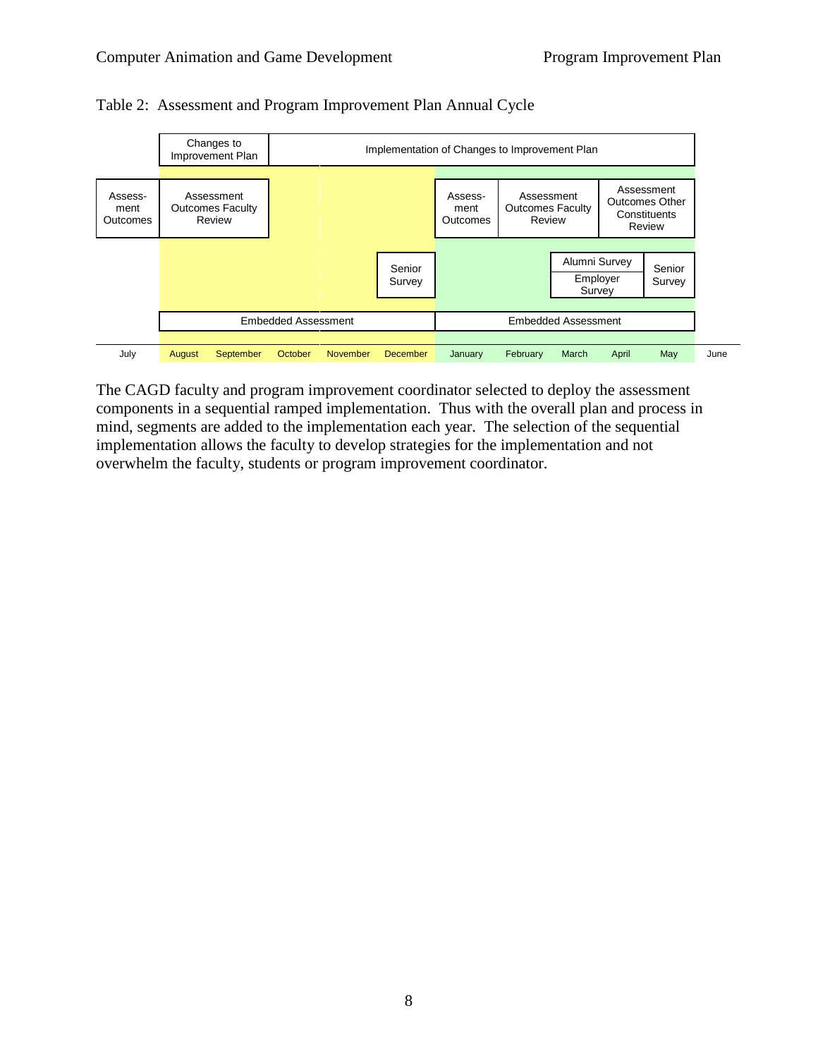Table 2: Assessment and Program Improvement Plan Annual Cycle

Changes to Improvement Plan

Implementation of Changes to Improvement Plan

Assess-ment Outcomes

Assessment Outcomes Faculty Review

Assess-ment Outcomes

Assessment Outcomes Faculty Review

Assessment Outcomes Other Constituents Review

Senior Survey

Alumni Survey

Employer Survey

Senior Survey

Embedded Assessment

Embedded Assessment

July August September October November December January February March April May June

The CAGD faculty and program improvement coordinator selected to deploy the assessment components in a sequential ramped implementation. Thus with the overall plan and process in mind, segments are added to the implementation each year. The selection of the sequential implementation allows the faculty to develop strategies for the implementation and not overwhelm the faculty, students or program improvement coordinator.